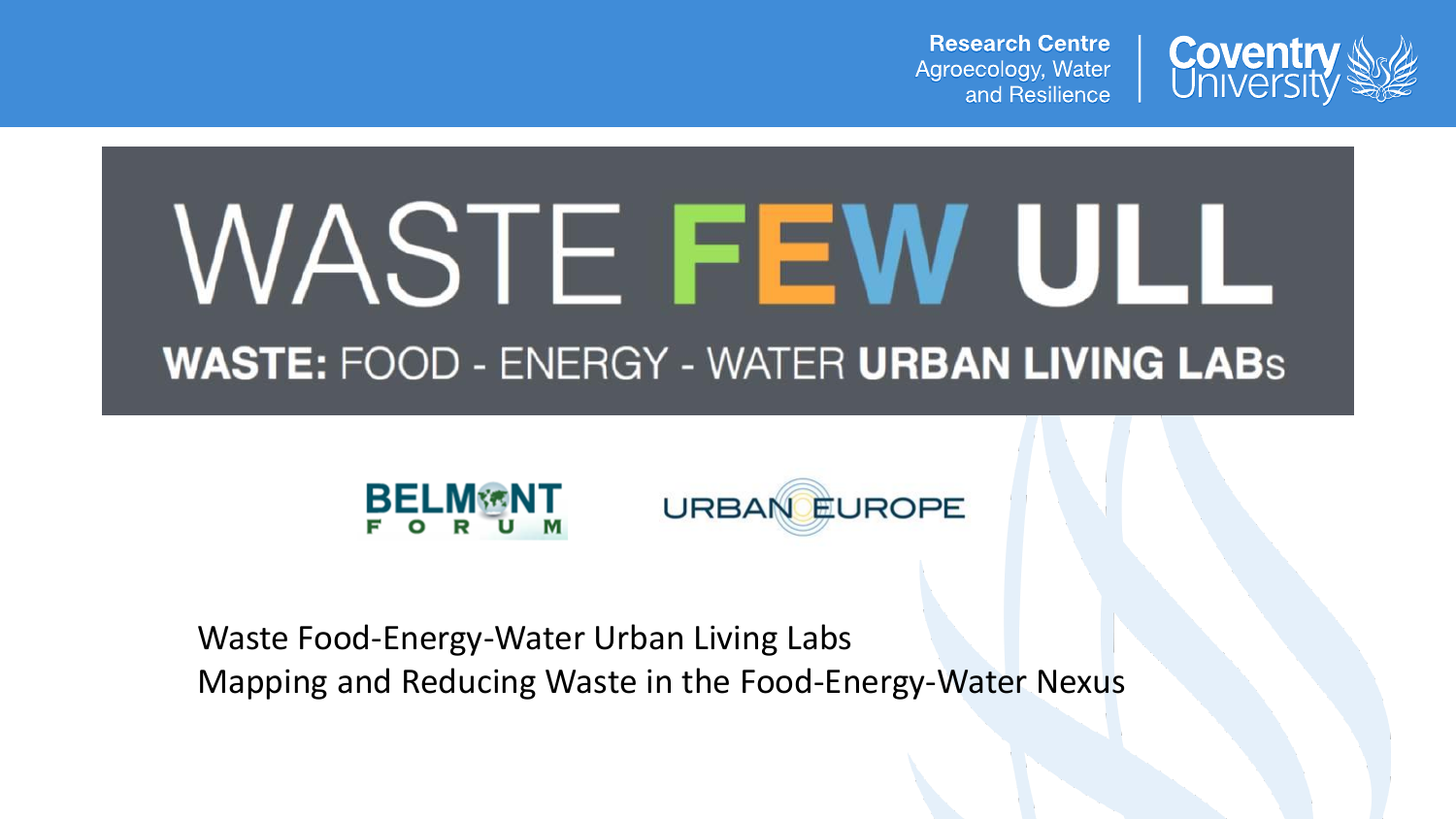Research Centre
Agroecology, Water and Resilience

Coventry University

# WASTE FEW ULL

## WASTE: FOOD - ENERGY - WATER URBAN LIVING LABs

BELMONT FORUM

URBAN EUROPE

Waste Food-Energy-Water Urban Living Labs
Mapping and Reducing Waste in the Food-Energy-Water Nexus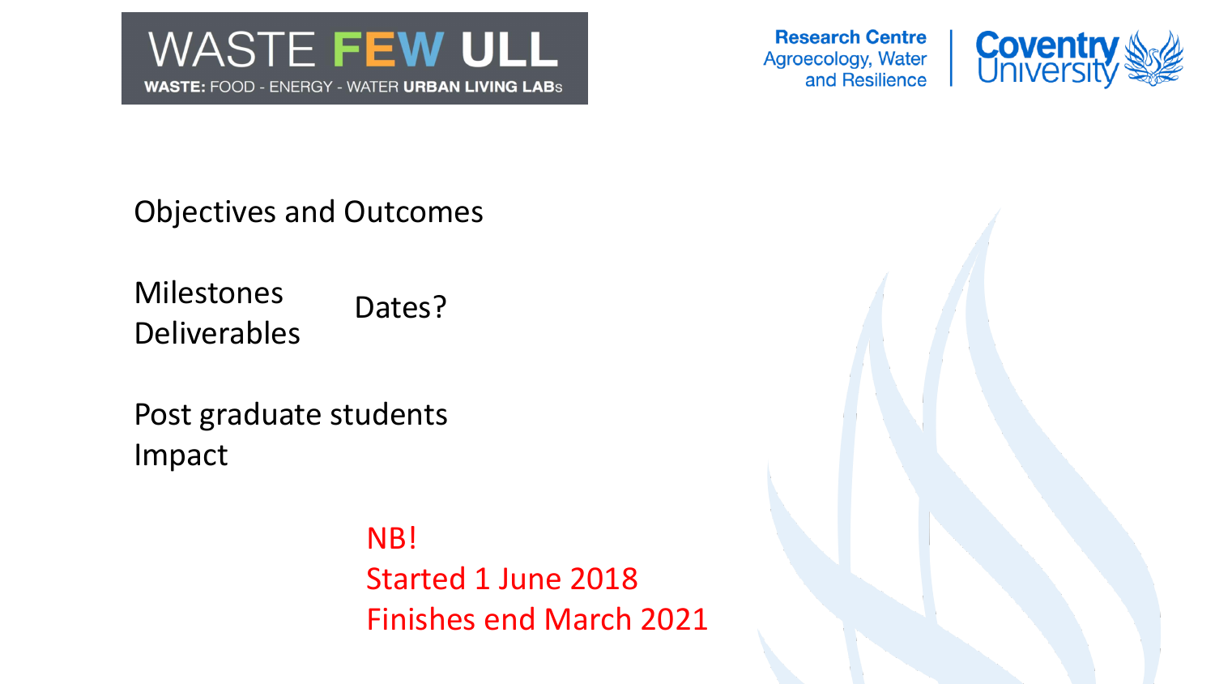Objectives and Outcomes

Milestones
Deliverables

Dates?

Post graduate students
Impact

NB!
Started 1 June 2018
Finishes end March 2021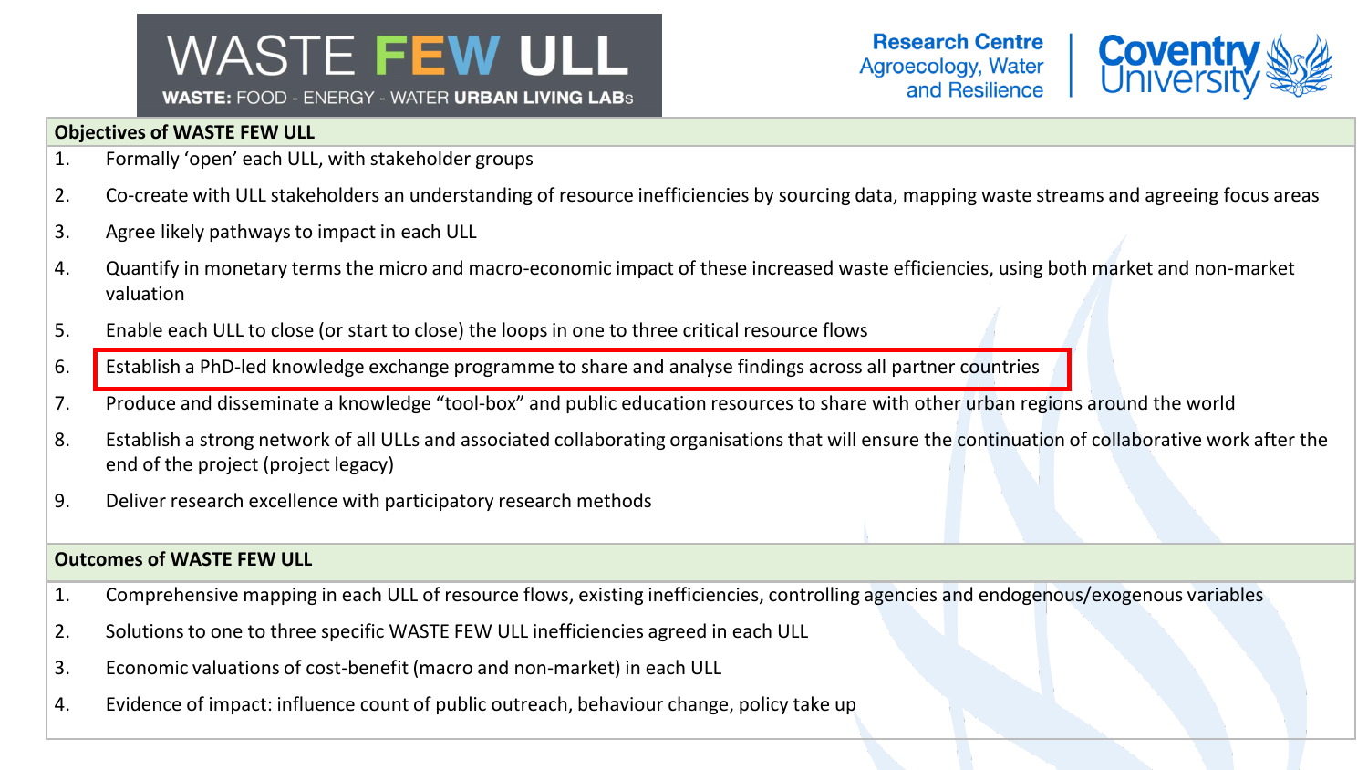# WASTE FEW ULL

WASTE: FOOD - ENERGY - WATER URBAN LIVING LABs

Research Centre Agroecology, Water and Resilience | Coventry University

## Objectives of WASTE FEW ULL

1. Formally 'open' each ULL, with stakeholder groups
2. Co-create with ULL stakeholders an understanding of resource inefficiencies by sourcing data, mapping waste streams and agreeing focus areas
3. Agree likely pathways to impact in each ULL
4. Quantify in monetary terms the micro and macro-economic impact of these increased waste efficiencies, using both market and non-market valuation
5. Enable each ULL to close (or start to close) the loops in one to three critical resource flows
6. Establish a PhD-led knowledge exchange programme to share and analyse findings across all partner countries
7. Produce and disseminate a knowledge "tool-box" and public education resources to share with other urban regions around the world
8. Establish a strong network of all ULLs and associated collaborating organisations that will ensure the continuation of collaborative work after the end of the project (project legacy)
9. Deliver research excellence with participatory research methods

## Outcomes of WASTE FEW ULL

1. Comprehensive mapping in each ULL of resource flows, existing inefficiencies, controlling agencies and endogenous/exogenous variables
2. Solutions to one to three specific WASTE FEW ULL inefficiencies agreed in each ULL
3. Economic valuations of cost-benefit (macro and non-market) in each ULL
4. Evidence of impact: influence count of public outreach, behaviour change, policy take up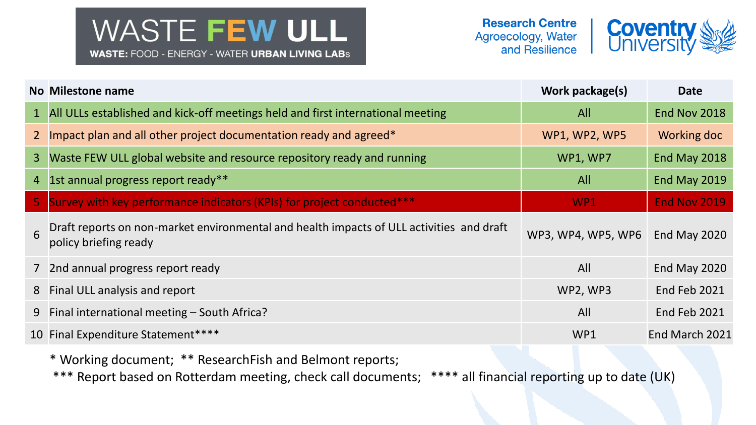WASTE FEW ULL

WASTE: FOOD - ENERGY - WATER URBAN LIVING LABs

Research Centre Agroecology, Water and Resilience | Coventry University

| No | Milestone name | Work package(s) | Date |
|---|---|---|---|
| 1 | All ULLs established and kick-off meetings held and first international meeting | All | End Nov 2018 |
| 2 | Impact plan and all other project documentation ready and agreed* | WP1, WP2, WP5 | Working doc |
| 3 | Waste FEW ULL global website and resource repository ready and running | WP1, WP7 | End May 2018 |
| 4 | 1st annual progress report ready** | All | End May 2019 |
| 5 | Survey with key performance indicators (KPIs) for project conducted*** | WP1 | End Nov 2019 |
| 6 | Draft reports on non-market environmental and health impacts of ULL activities and draft policy briefing ready | WP3, WP4, WP5, WP6 | End May 2020 |
| 7 | 2nd annual progress report ready | All | End May 2020 |
| 8 | Final ULL analysis and report | WP2, WP3 | End Feb 2021 |
| 9 | Final international meeting – South Africa? | All | End Feb 2021 |
| 10 | Final Expenditure Statement**** | WP1 | End March 2021 |

\* Working document; ** ResearchFish and Belmont reports;

\*** Report based on Rotterdam meeting, check call documents; **** all financial reporting up to date (UK)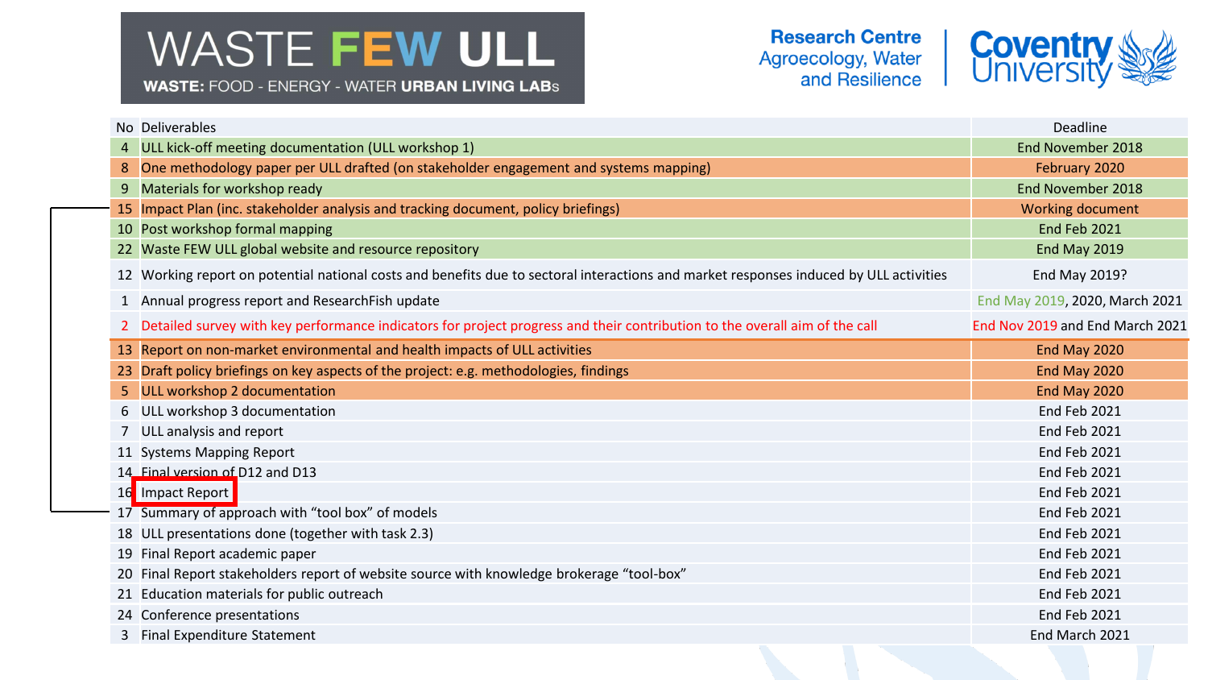# WASTE FEW ULL

**WASTE:** FOOD - ENERGY - WATER **URBAN LIVING LABs**

Research Centre Agroecology, Water and Resilience | Coventry University

| No | Deliverables | Deadline |
|---|---|---|
| 4 | ULL kick-off meeting documentation (ULL workshop 1) | End November 2018 |
| 8 | One methodology paper per ULL drafted (on stakeholder engagement and systems mapping) | February 2020 |
| 9 | Materials for workshop ready | End November 2018 |
| 15 | Impact Plan (inc. stakeholder analysis and tracking document, policy briefings) | Working document |
| 10 | Post workshop formal mapping | End Feb 2021 |
| 22 | Waste FEW ULL global website and resource repository | End May 2019 |
| 12 | Working report on potential national costs and benefits due to sectoral interactions and market responses induced by ULL activities | End May 2019? |
| 1 | Annual progress report and ResearchFish update | End May 2019, 2020, March 2021 |
| 2 | Detailed survey with key performance indicators for project progress and their contribution to the overall aim of the call | End Nov 2019 and End March 2021 |
| 13 | Report on non-market environmental and health impacts of ULL activities | End May 2020 |
| 23 | Draft policy briefings on key aspects of the project: e.g. methodologies, findings | End May 2020 |
| 5 | ULL workshop 2 documentation | End May 2020 |
| 6 | ULL workshop 3 documentation | End Feb 2021 |
| 7 | ULL analysis and report | End Feb 2021 |
| 11 | Systems Mapping Report | End Feb 2021 |
| 14 | Final version of D12 and D13 | End Feb 2021 |
| 16 | Impact Report | End Feb 2021 |
| 17 | Summary of approach with “tool box” of models | End Feb 2021 |
| 18 | ULL presentations done (together with task 2.3) | End Feb 2021 |
| 19 | Final Report academic paper | End Feb 2021 |
| 20 | Final Report stakeholders report of website source with knowledge brokerage “tool-box” | End Feb 2021 |
| 21 | Education materials for public outreach | End Feb 2021 |
| 24 | Conference presentations | End Feb 2021 |
| 3 | Final Expenditure Statement | End March 2021 |